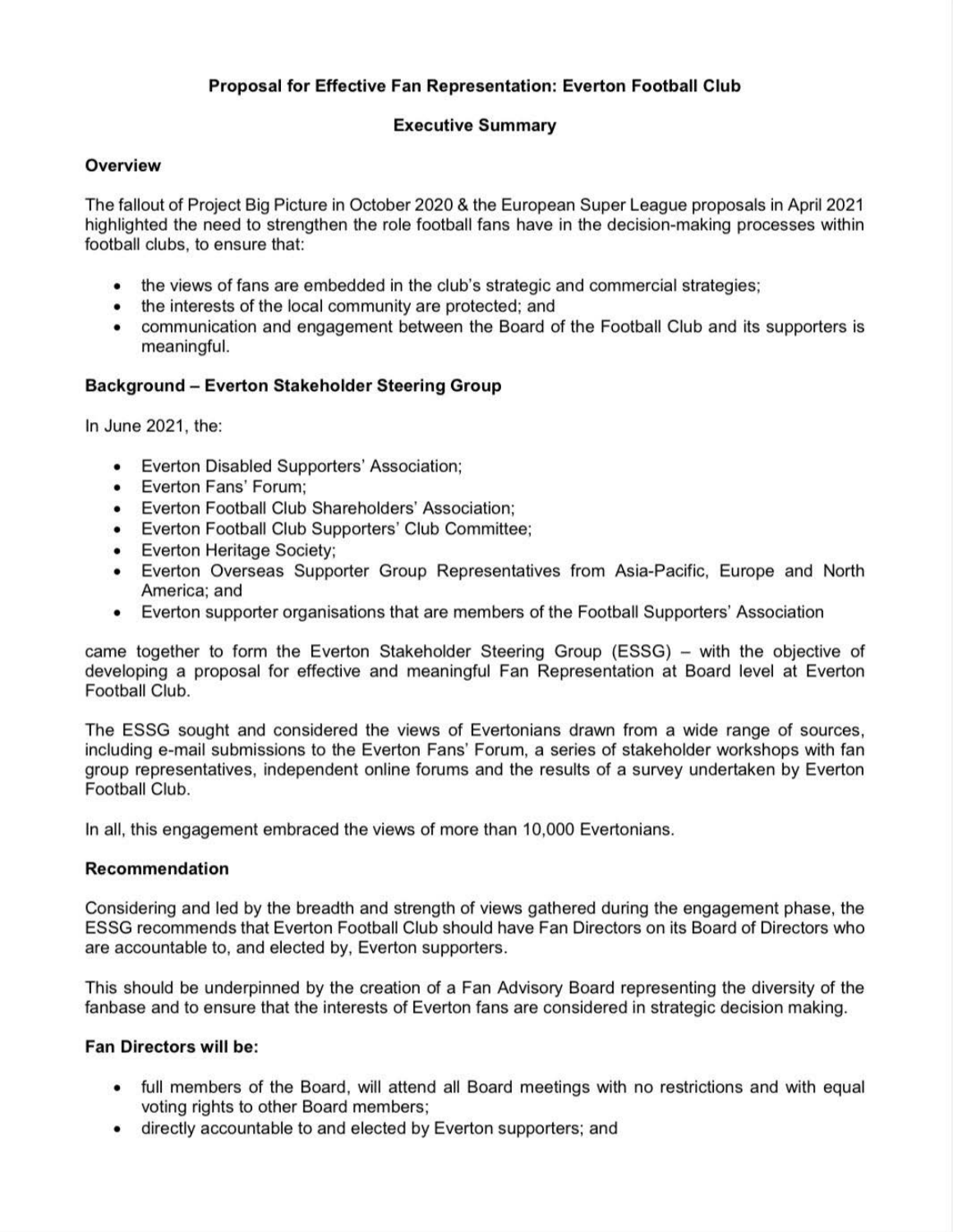# Proposal for Effective Fan Representation: Everton Football Club

## Executive Summary

### Overview

The fallout of Project Big Picture in October 2020 & the European Super League proposals in April 2021 highlighted the need to strengthen the role football fans have in the decision-making processes within football clubs, to ensure that:

- the views of fans are embedded in the club's strategic and commercial strategies;
- the interests of the local community are protected; and
- communication and engagement between the Board of the Football Club and its supporters is meaningful.

### Background – Everton Stakeholder Steering Group

In June 2021, the:

- Everton Disabled Supporters' Association;
- Everton Fans' Forum;
- Everton Football Club Shareholders' Association;
- Everton Football Club Supporters' Club Committee;
- Everton Heritage Society;
- Everton Overseas Supporter Group Representatives from Asia-Pacific, Europe and North America; and
- Everton supporter organisations that are members of the Football Supporters' Association

came together to form the Everton Stakeholder Steering Group (ESSG) – with the objective of developing a proposal for effective and meaningful Fan Representation at Board level at Everton Football Club.

The ESSG sought and considered the views of Evertonians drawn from a wide range of sources, including e-mail submissions to the Everton Fans' Forum, a series of stakeholder workshops with fan group representatives, independent online forums and the results of a survey undertaken by Everton Football Club.

In all, this engagement embraced the views of more than 10,000 Evertonians.

### Recommendation

Considering and led by the breadth and strength of views gathered during the engagement phase, the ESSG recommends that Everton Football Club should have Fan Directors on its Board of Directors who are accountable to, and elected by, Everton supporters.

This should be underpinned by the creation of a Fan Advisory Board representing the diversity of the fanbase and to ensure that the interests of Everton fans are considered in strategic decision making.

### Fan Directors will be:

- full members of the Board, will attend all Board meetings with no restrictions and with equal voting rights to other Board members;
- directly accountable to and elected by Everton supporters; and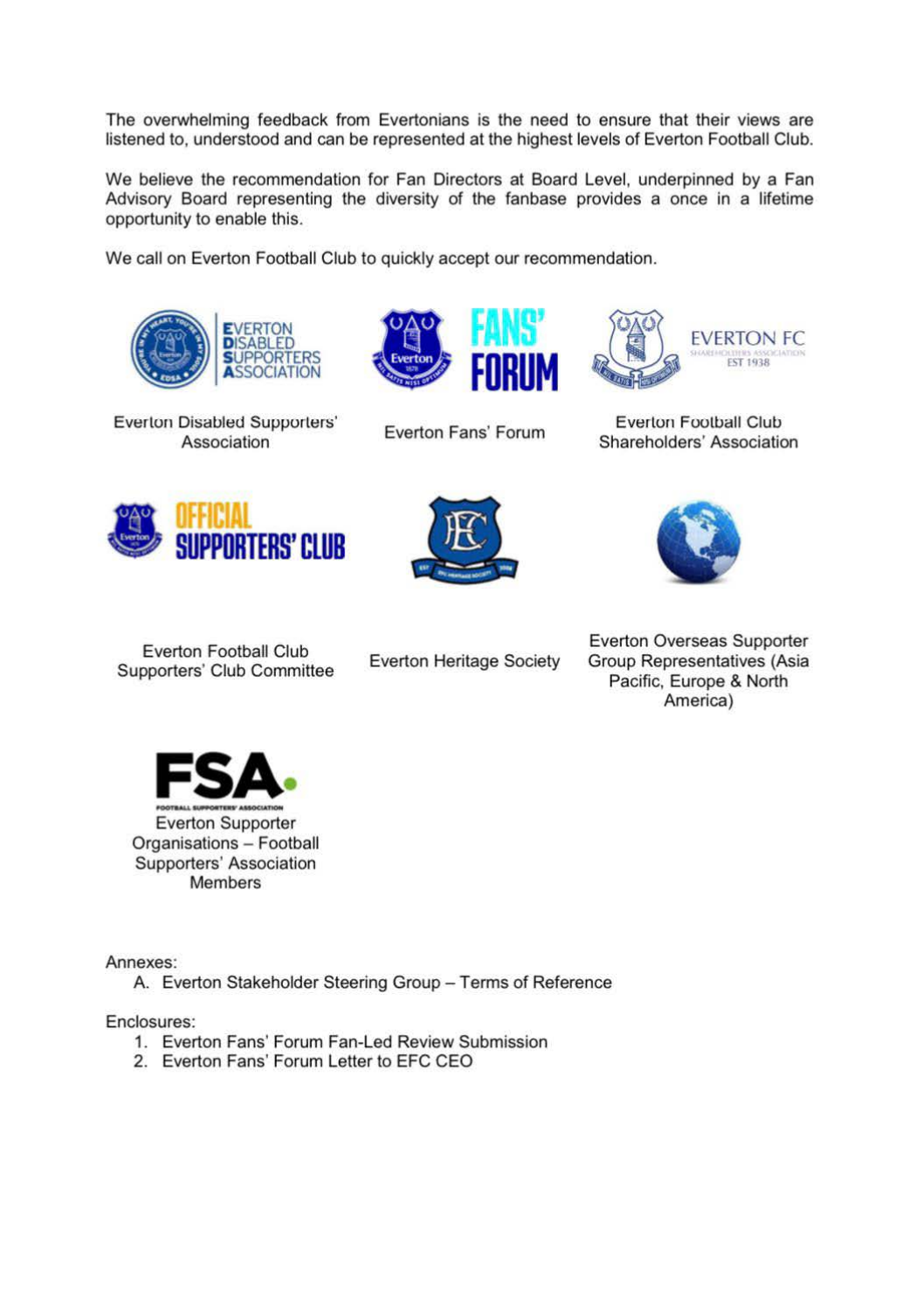The overwhelming feedback from Evertonians is the need to ensure that their views are listened to, understood and can be represented at the highest levels of Everton Football Club.

We believe the recommendation for Fan Directors at Board Level, underpinned by a Fan Advisory Board representing the diversity of the fanbase provides a once in a lifetime opportunity to enable this.

We call on Everton Football Club to quickly accept our recommendation.

Everton Disabled Supporters' Association

Everton Fans' Forum

Everton Football Club Shareholders' Association

Everton Football Club Supporters' Club Committee

Everton Heritage Society

Everton Overseas Supporter Group Representatives (Asia Pacific, Europe & North America)

Everton Supporter Organisations – Football Supporters' Association Members

Annexes:

A. Everton Stakeholder Steering Group – Terms of Reference

Enclosures:

1. Everton Fans' Forum Fan-Led Review Submission
2. Everton Fans' Forum Letter to EFC CEO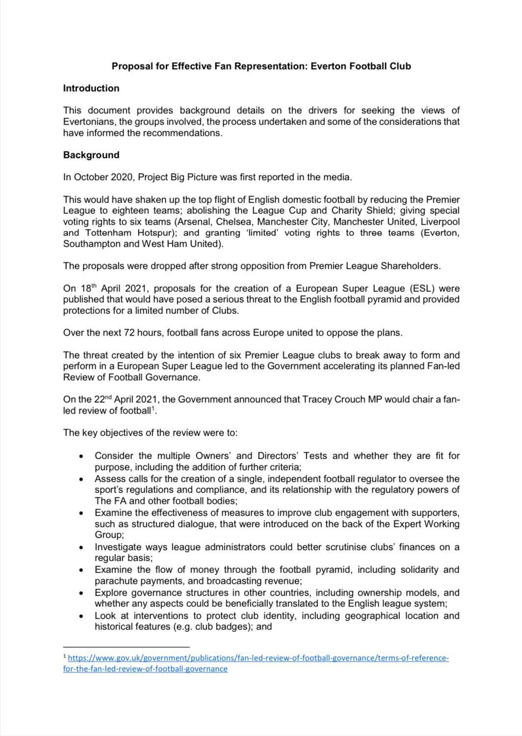**Proposal for Effective Fan Representation: Everton Football Club**

## Introduction

This document provides background details on the drivers for seeking the views of Evertonians, the groups involved, the process undertaken and some of the considerations that have informed the recommendations.

## Background

In October 2020, Project Big Picture was first reported in the media.

This would have shaken up the top flight of English domestic football by reducing the Premier League to eighteen teams; abolishing the League Cup and Charity Shield; giving special voting rights to six teams (Arsenal, Chelsea, Manchester City, Manchester United, Liverpool and Tottenham Hotspur); and granting 'limited' voting rights to three teams (Everton, Southampton and West Ham United).

The proposals were dropped after strong opposition from Premier League Shareholders.

On 18th April 2021, proposals for the creation of a European Super League (ESL) were published that would have posed a serious threat to the English football pyramid and provided protections for a limited number of Clubs.

Over the next 72 hours, football fans across Europe united to oppose the plans.

The threat created by the intention of six Premier League clubs to break away to form and perform in a European Super League led to the Government accelerating its planned Fan-led Review of Football Governance.

On the 22nd April 2021, the Government announced that Tracey Crouch MP would chair a fan-led review of football[1].

The key objectives of the review were to:

- Consider the multiple Owners' and Directors' Tests and whether they are fit for purpose, including the addition of further criteria;
- Assess calls for the creation of a single, independent football regulator to oversee the sport's regulations and compliance, and its relationship with the regulatory powers of The FA and other football bodies;
- Examine the effectiveness of measures to improve club engagement with supporters, such as structured dialogue, that were introduced on the back of the Expert Working Group;
- Investigate ways league administrators could better scrutinise clubs' finances on a regular basis;
- Examine the flow of money through the football pyramid, including solidarity and parachute payments, and broadcasting revenue;
- Explore governance structures in other countries, including ownership models, and whether any aspects could be beneficially translated to the English league system;
- Look at interventions to protect club identity, including geographical location and historical features (e.g. club badges); and

---

[1] https://www.gov.uk/government/publications/fan-led-review-of-football-governance/terms-of-reference-for-the-fan-led-review-of-football-governance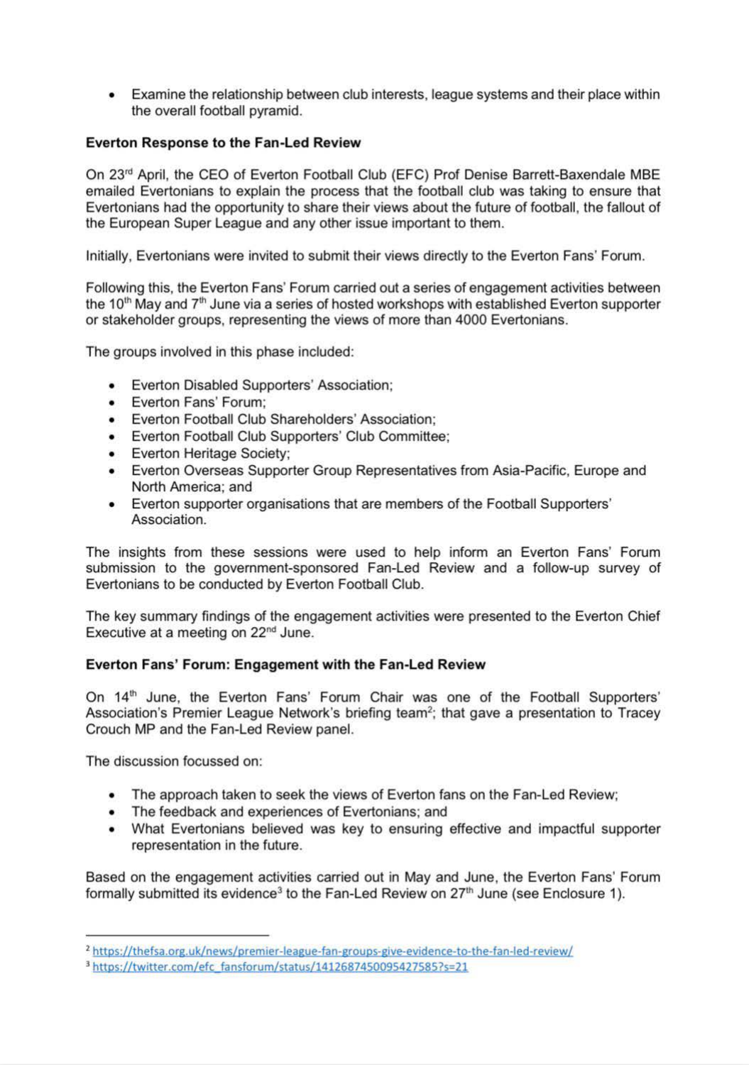- Examine the relationship between club interests, league systems and their place within the overall football pyramid.

**Everton Response to the Fan-Led Review**

On 23rd April, the CEO of Everton Football Club (EFC) Prof Denise Barrett-Baxendale MBE emailed Evertonians to explain the process that the football club was taking to ensure that Evertonians had the opportunity to share their views about the future of football, the fallout of the European Super League and any other issue important to them.

Initially, Evertonians were invited to submit their views directly to the Everton Fans' Forum.

Following this, the Everton Fans' Forum carried out a series of engagement activities between the 10th May and 7th June via a series of hosted workshops with established Everton supporter or stakeholder groups, representing the views of more than 4000 Evertonians.

The groups involved in this phase included:

- Everton Disabled Supporters' Association;
- Everton Fans' Forum;
- Everton Football Club Shareholders' Association;
- Everton Football Club Supporters' Club Committee;
- Everton Heritage Society;
- Everton Overseas Supporter Group Representatives from Asia-Pacific, Europe and North America; and
- Everton supporter organisations that are members of the Football Supporters' Association.

The insights from these sessions were used to help inform an Everton Fans' Forum submission to the government-sponsored Fan-Led Review and a follow-up survey of Evertonians to be conducted by Everton Football Club.

The key summary findings of the engagement activities were presented to the Everton Chief Executive at a meeting on 22nd June.

**Everton Fans' Forum: Engagement with the Fan-Led Review**

On 14th June, the Everton Fans' Forum Chair was one of the Football Supporters' Association's Premier League Network's briefing team[2]; that gave a presentation to Tracey Crouch MP and the Fan-Led Review panel.

The discussion focussed on:

- The approach taken to seek the views of Everton fans on the Fan-Led Review;
- The feedback and experiences of Evertonians; and
- What Evertonians believed was key to ensuring effective and impactful supporter representation in the future.

Based on the engagement activities carried out in May and June, the Everton Fans' Forum formally submitted its evidence[3] to the Fan-Led Review on 27th June (see Enclosure 1).

---

[2] https://thefsa.org.uk/news/premier-league-fan-groups-give-evidence-to-the-fan-led-review/

[3] https://twitter.com/efc_fansforum/status/1412687450095427585?s=21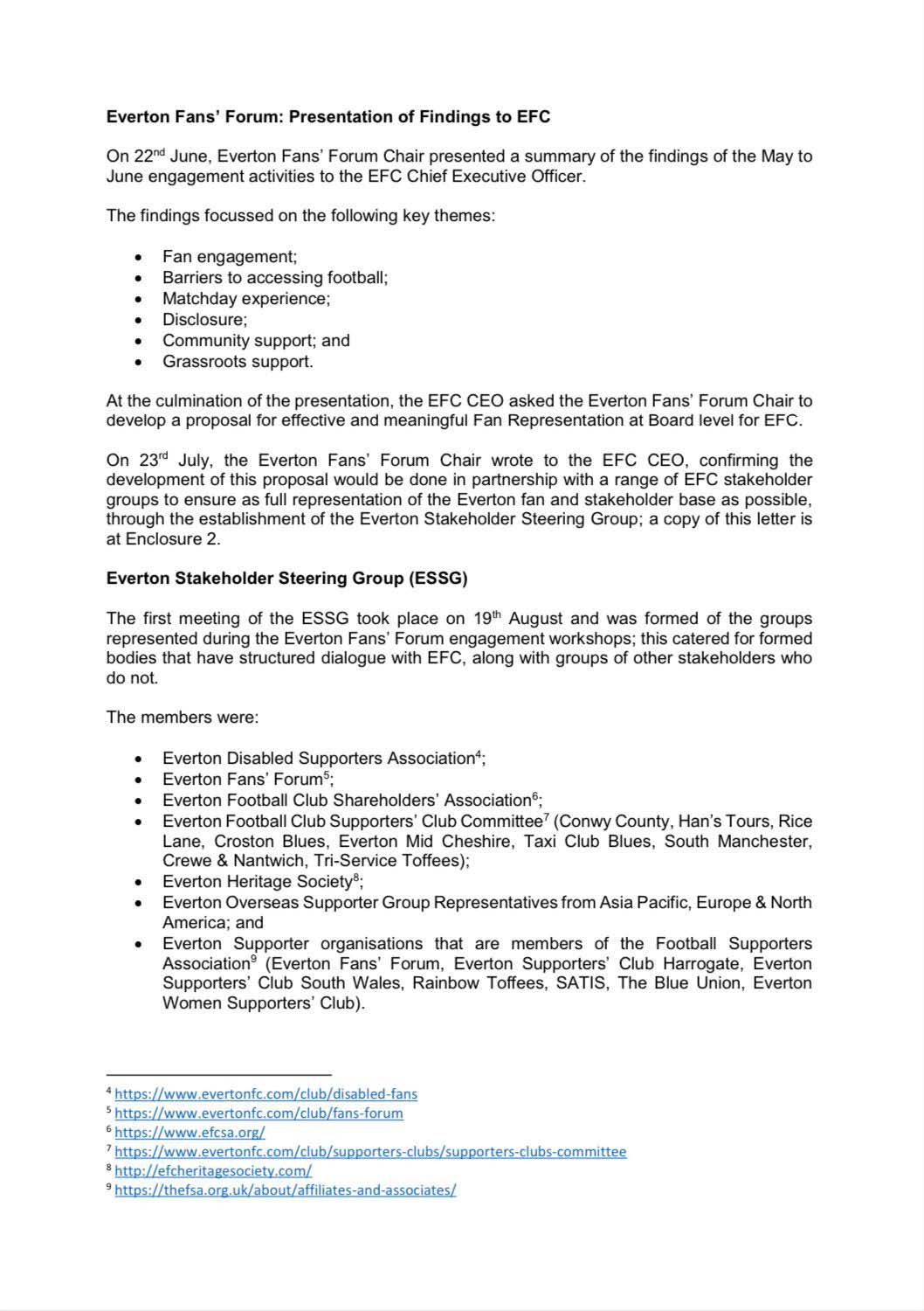**Everton Fans' Forum: Presentation of Findings to EFC**

On 22nd June, Everton Fans' Forum Chair presented a summary of the findings of the May to June engagement activities to the EFC Chief Executive Officer.

The findings focussed on the following key themes:

- Fan engagement;
- Barriers to accessing football;
- Matchday experience;
- Disclosure;
- Community support; and
- Grassroots support.

At the culmination of the presentation, the EFC CEO asked the Everton Fans' Forum Chair to develop a proposal for effective and meaningful Fan Representation at Board level for EFC.

On 23rd July, the Everton Fans' Forum Chair wrote to the EFC CEO, confirming the development of this proposal would be done in partnership with a range of EFC stakeholder groups to ensure as full representation of the Everton fan and stakeholder base as possible, through the establishment of the Everton Stakeholder Steering Group; a copy of this letter is at Enclosure 2.

**Everton Stakeholder Steering Group (ESSG)**

The first meeting of the ESSG took place on 19th August and was formed of the groups represented during the Everton Fans' Forum engagement workshops; this catered for formed bodies that have structured dialogue with EFC, along with groups of other stakeholders who do not.

The members were:

- Everton Disabled Supporters Association[4];
- Everton Fans' Forum[5];
- Everton Football Club Shareholders' Association[6];
- Everton Football Club Supporters' Club Committee[7] (Conwy County, Han's Tours, Rice Lane, Croston Blues, Everton Mid Cheshire, Taxi Club Blues, South Manchester, Crewe & Nantwich, Tri-Service Toffees);
- Everton Heritage Society[8];
- Everton Overseas Supporter Group Representatives from Asia Pacific, Europe & North America; and
- Everton Supporter organisations that are members of the Football Supporters Association[9] (Everton Fans' Forum, Everton Supporters' Club Harrogate, Everton Supporters' Club South Wales, Rainbow Toffees, SATIS, The Blue Union, Everton Women Supporters' Club).

---

[4] https://www.evertonfc.com/club/disabled-fans
[5] https://www.evertonfc.com/club/fans-forum
[6] https://www.efcsa.org/
[7] https://www.evertonfc.com/club/supporters-clubs/supporters-clubs-committee
[8] http://efcheritagesociety.com/
[9] https://thefsa.org.uk/about/affiliates-and-associates/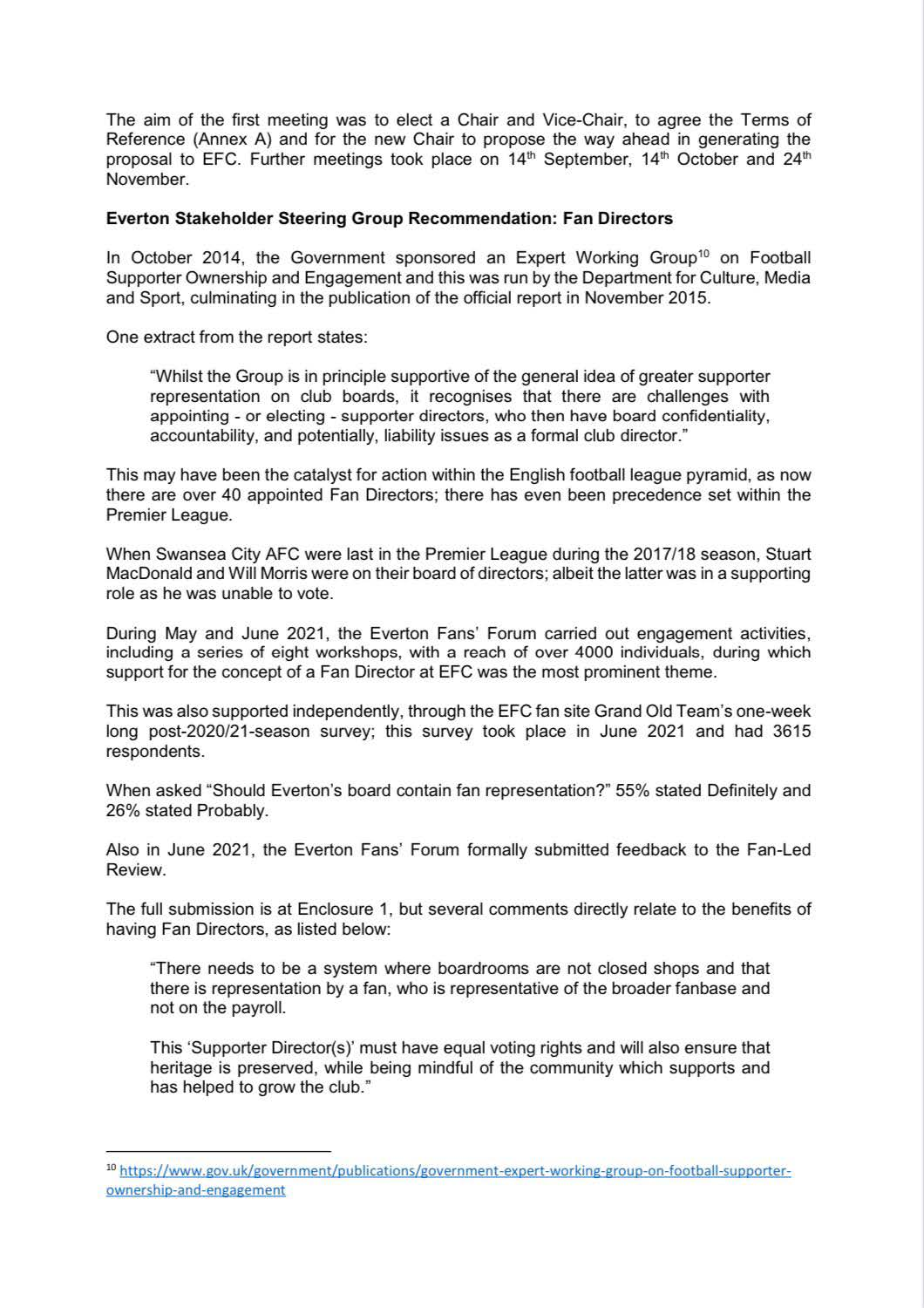The aim of the first meeting was to elect a Chair and Vice-Chair, to agree the Terms of Reference (Annex A) and for the new Chair to propose the way ahead in generating the proposal to EFC. Further meetings took place on 14th September, 14th October and 24th November.

**Everton Stakeholder Steering Group Recommendation: Fan Directors**

In October 2014, the Government sponsored an Expert Working Group[10] on Football Supporter Ownership and Engagement and this was run by the Department for Culture, Media and Sport, culminating in the publication of the official report in November 2015.

One extract from the report states:

> "Whilst the Group is in principle supportive of the general idea of greater supporter representation on club boards, it recognises that there are challenges with appointing - or electing - supporter directors, who then have board confidentiality, accountability, and potentially, liability issues as a formal club director."

This may have been the catalyst for action within the English football league pyramid, as now there are over 40 appointed Fan Directors; there has even been precedence set within the Premier League.

When Swansea City AFC were last in the Premier League during the 2017/18 season, Stuart MacDonald and Will Morris were on their board of directors; albeit the latter was in a supporting role as he was unable to vote.

During May and June 2021, the Everton Fans' Forum carried out engagement activities, including a series of eight workshops, with a reach of over 4000 individuals, during which support for the concept of a Fan Director at EFC was the most prominent theme.

This was also supported independently, through the EFC fan site Grand Old Team's one-week long post-2020/21-season survey; this survey took place in June 2021 and had 3615 respondents.

When asked "Should Everton's board contain fan representation?" 55% stated Definitely and 26% stated Probably.

Also in June 2021, the Everton Fans' Forum formally submitted feedback to the Fan-Led Review.

The full submission is at Enclosure 1, but several comments directly relate to the benefits of having Fan Directors, as listed below:

> "There needs to be a system where boardrooms are not closed shops and that there is representation by a fan, who is representative of the broader fanbase and not on the payroll.
>
> This 'Supporter Director(s)' must have equal voting rights and will also ensure that heritage is preserved, while being mindful of the community which supports and has helped to grow the club."

---

[10] https://www.gov.uk/government/publications/government-expert-working-group-on-football-supporter-ownership-and-engagement